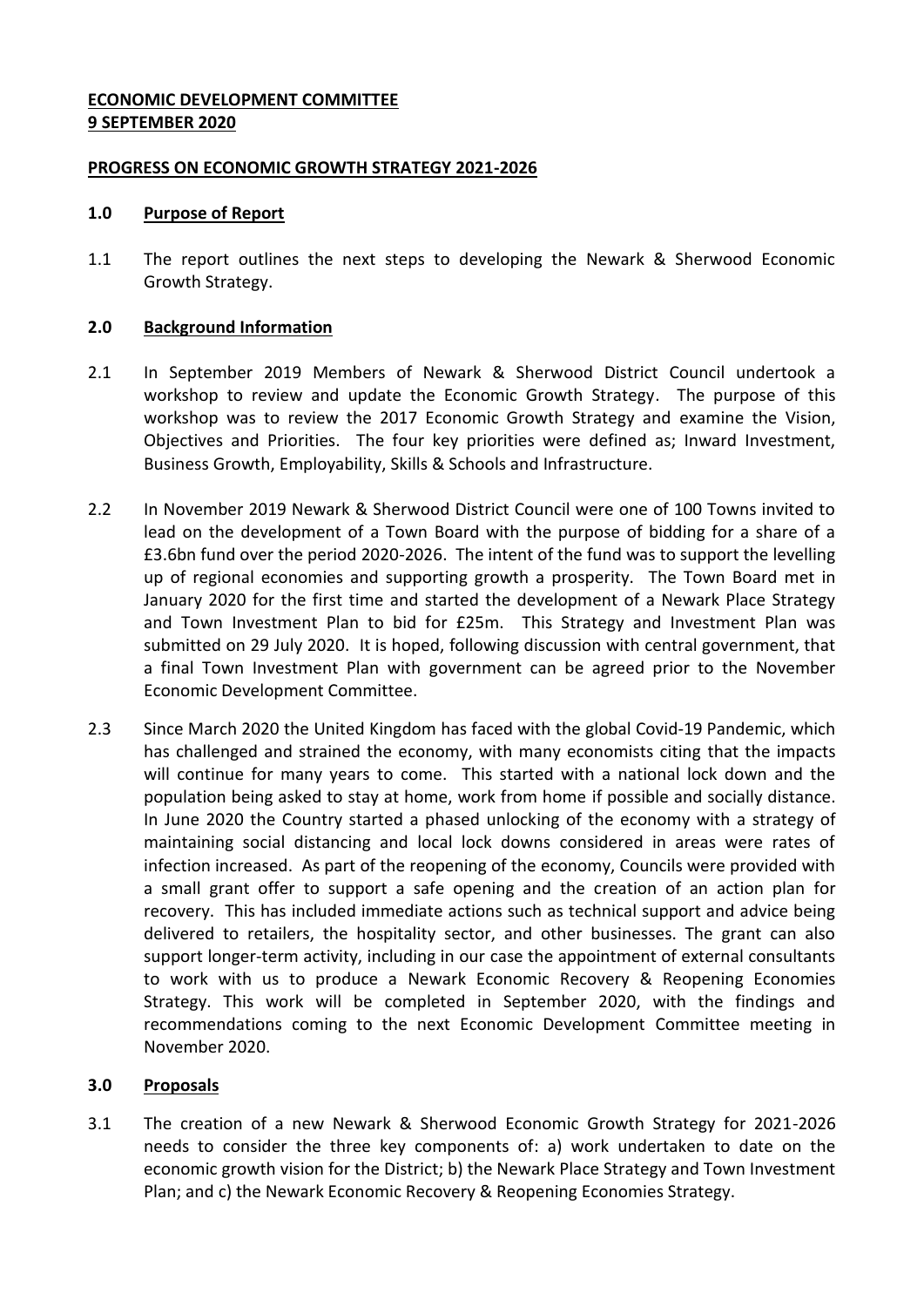**ECONOMIC DEVELOPMENT COMMITTEE**
**9 SEPTEMBER 2020**

**PROGRESS ON ECONOMIC GROWTH STRATEGY 2021-2026**

## 1.0 Purpose of Report

1.1 The report outlines the next steps to developing the Newark & Sherwood Economic Growth Strategy.

## 2.0 Background Information

2.1 In September 2019 Members of Newark & Sherwood District Council undertook a workshop to review and update the Economic Growth Strategy. The purpose of this workshop was to review the 2017 Economic Growth Strategy and examine the Vision, Objectives and Priorities. The four key priorities were defined as; Inward Investment, Business Growth, Employability, Skills & Schools and Infrastructure.

2.2 In November 2019 Newark & Sherwood District Council were one of 100 Towns invited to lead on the development of a Town Board with the purpose of bidding for a share of a £3.6bn fund over the period 2020-2026. The intent of the fund was to support the levelling up of regional economies and supporting growth a prosperity. The Town Board met in January 2020 for the first time and started the development of a Newark Place Strategy and Town Investment Plan to bid for £25m. This Strategy and Investment Plan was submitted on 29 July 2020. It is hoped, following discussion with central government, that a final Town Investment Plan with government can be agreed prior to the November Economic Development Committee.

2.3 Since March 2020 the United Kingdom has faced with the global Covid-19 Pandemic, which has challenged and strained the economy, with many economists citing that the impacts will continue for many years to come. This started with a national lock down and the population being asked to stay at home, work from home if possible and socially distance. In June 2020 the Country started a phased unlocking of the economy with a strategy of maintaining social distancing and local lock downs considered in areas were rates of infection increased. As part of the reopening of the economy, Councils were provided with a small grant offer to support a safe opening and the creation of an action plan for recovery. This has included immediate actions such as technical support and advice being delivered to retailers, the hospitality sector, and other businesses. The grant can also support longer-term activity, including in our case the appointment of external consultants to work with us to produce a Newark Economic Recovery & Reopening Economies Strategy. This work will be completed in September 2020, with the findings and recommendations coming to the next Economic Development Committee meeting in November 2020.

## 3.0 Proposals

3.1 The creation of a new Newark & Sherwood Economic Growth Strategy for 2021-2026 needs to consider the three key components of: a) work undertaken to date on the economic growth vision for the District; b) the Newark Place Strategy and Town Investment Plan; and c) the Newark Economic Recovery & Reopening Economies Strategy.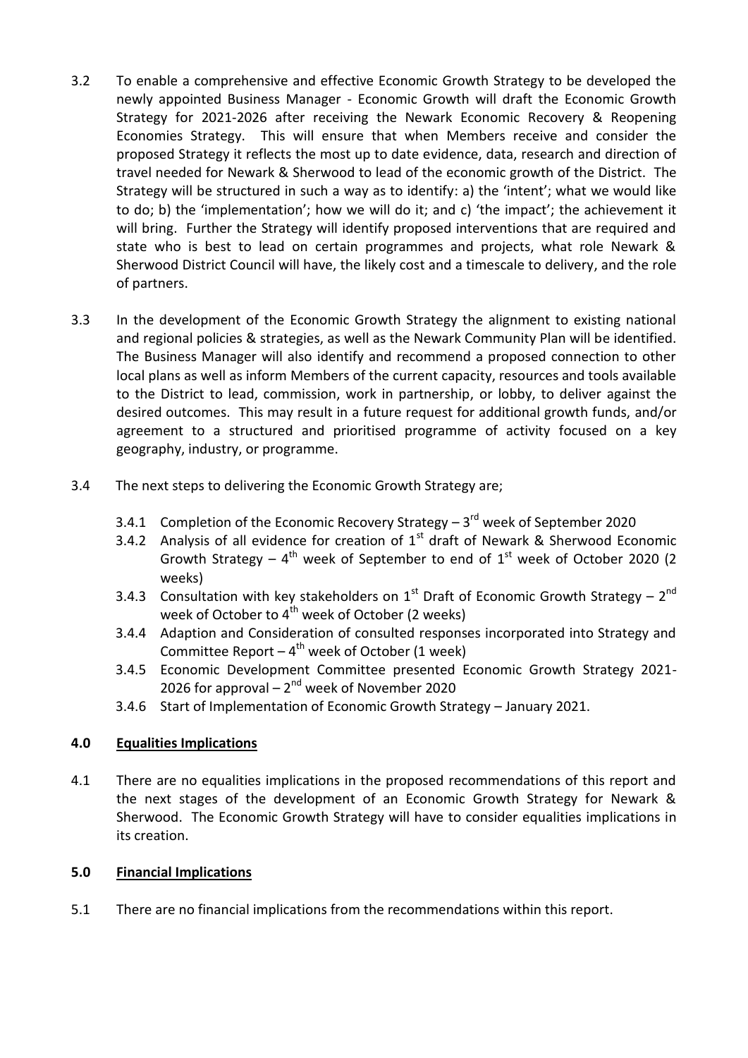3.2 To enable a comprehensive and effective Economic Growth Strategy to be developed the newly appointed Business Manager - Economic Growth will draft the Economic Growth Strategy for 2021-2026 after receiving the Newark Economic Recovery & Reopening Economies Strategy. This will ensure that when Members receive and consider the proposed Strategy it reflects the most up to date evidence, data, research and direction of travel needed for Newark & Sherwood to lead of the economic growth of the District. The Strategy will be structured in such a way as to identify: a) the 'intent'; what we would like to do; b) the 'implementation'; how we will do it; and c) 'the impact'; the achievement it will bring. Further the Strategy will identify proposed interventions that are required and state who is best to lead on certain programmes and projects, what role Newark & Sherwood District Council will have, the likely cost and a timescale to delivery, and the role of partners.

3.3 In the development of the Economic Growth Strategy the alignment to existing national and regional policies & strategies, as well as the Newark Community Plan will be identified. The Business Manager will also identify and recommend a proposed connection to other local plans as well as inform Members of the current capacity, resources and tools available to the District to lead, commission, work in partnership, or lobby, to deliver against the desired outcomes. This may result in a future request for additional growth funds, and/or agreement to a structured and prioritised programme of activity focused on a key geography, industry, or programme.

3.4 The next steps to delivering the Economic Growth Strategy are;

- 3.4.1 Completion of the Economic Recovery Strategy – 3rd week of September 2020
- 3.4.2 Analysis of all evidence for creation of 1st draft of Newark & Sherwood Economic Growth Strategy – 4th week of September to end of 1st week of October 2020 (2 weeks)
- 3.4.3 Consultation with key stakeholders on 1st Draft of Economic Growth Strategy – 2nd week of October to 4th week of October (2 weeks)
- 3.4.4 Adaption and Consideration of consulted responses incorporated into Strategy and Committee Report – 4th week of October (1 week)
- 3.4.5 Economic Development Committee presented Economic Growth Strategy 2021-2026 for approval – 2nd week of November 2020
- 3.4.6 Start of Implementation of Economic Growth Strategy – January 2021.

## 4.0 Equalities Implications

4.1 There are no equalities implications in the proposed recommendations of this report and the next stages of the development of an Economic Growth Strategy for Newark & Sherwood. The Economic Growth Strategy will have to consider equalities implications in its creation.

## 5.0 Financial Implications

5.1 There are no financial implications from the recommendations within this report.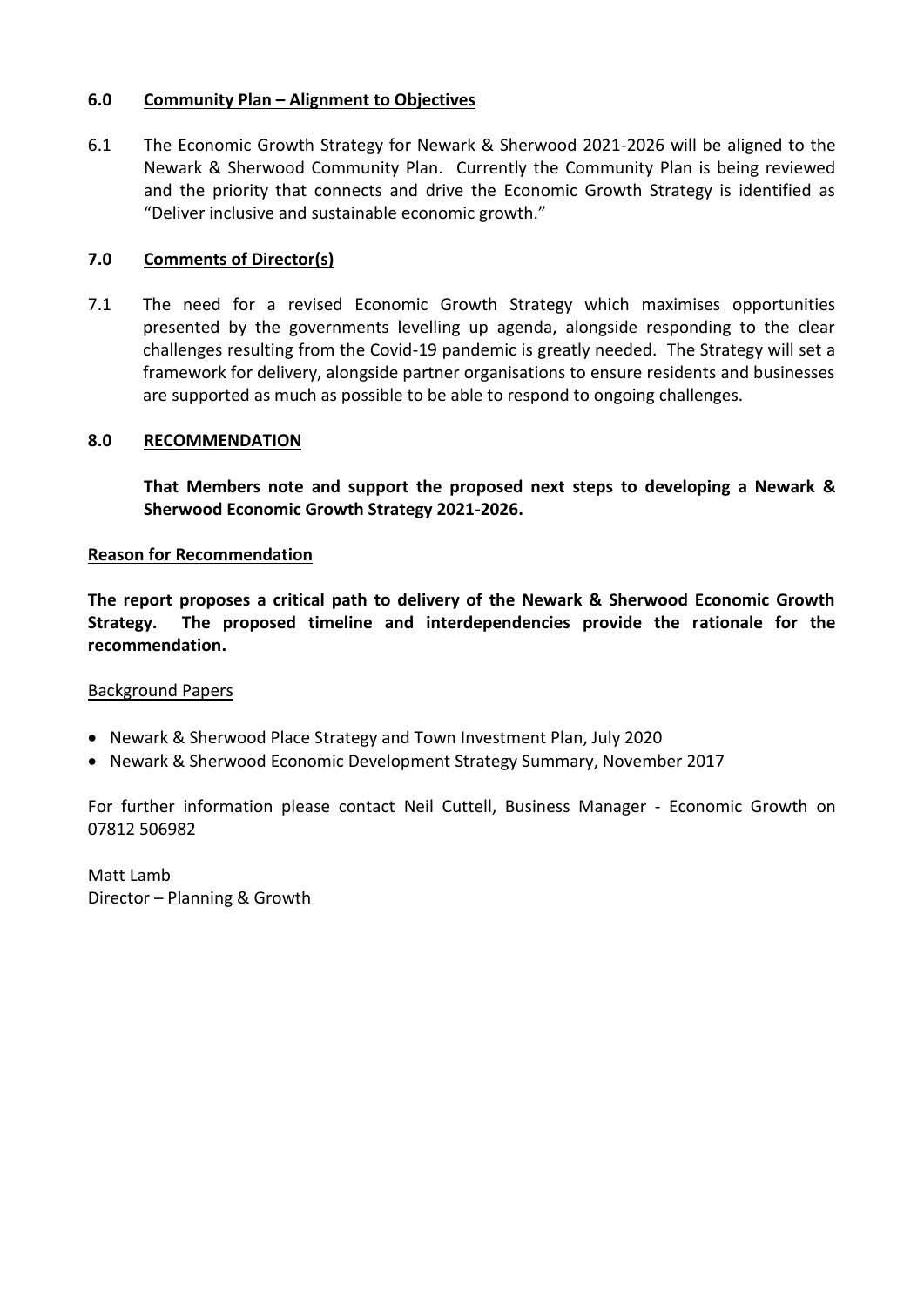## 6.0 Community Plan – Alignment to Objectives

6.1 The Economic Growth Strategy for Newark & Sherwood 2021-2026 will be aligned to the Newark & Sherwood Community Plan. Currently the Community Plan is being reviewed and the priority that connects and drive the Economic Growth Strategy is identified as "Deliver inclusive and sustainable economic growth."

## 7.0 Comments of Director(s)

7.1 The need for a revised Economic Growth Strategy which maximises opportunities presented by the governments levelling up agenda, alongside responding to the clear challenges resulting from the Covid-19 pandemic is greatly needed. The Strategy will set a framework for delivery, alongside partner organisations to ensure residents and businesses are supported as much as possible to be able to respond to ongoing challenges.

## 8.0 RECOMMENDATION

**That Members note and support the proposed next steps to developing a Newark & Sherwood Economic Growth Strategy 2021-2026.**

### Reason for Recommendation

**The report proposes a critical path to delivery of the Newark & Sherwood Economic Growth Strategy. The proposed timeline and interdependencies provide the rationale for the recommendation.**

Background Papers

- Newark & Sherwood Place Strategy and Town Investment Plan, July 2020
- Newark & Sherwood Economic Development Strategy Summary, November 2017

For further information please contact Neil Cuttell, Business Manager - Economic Growth on 07812 506982

Matt Lamb
Director – Planning & Growth